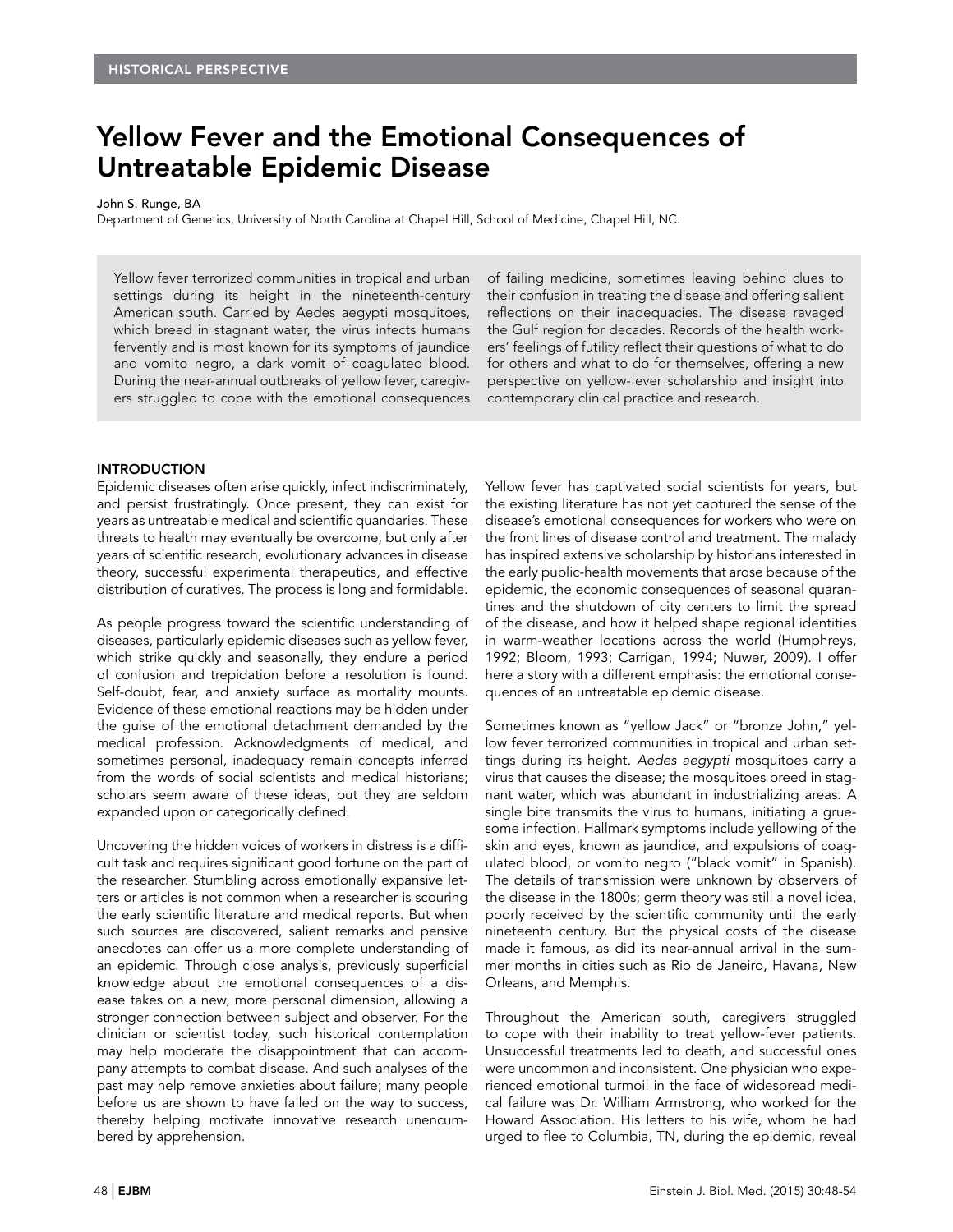HISTORICAL PERSPECTIVE

# Yellow Fever and the Emotional Consequences of Untreatable Epidemic Disease

John S. Runge, BA

Department of Genetics, University of North Carolina at Chapel Hill, School of Medicine, Chapel Hill, NC.

Yellow fever terrorized communities in tropical and urban settings during its height in the nineteenth-century American south. Carried by Aedes aegypti mosquitoes, which breed in stagnant water, the virus infects humans fervently and is most known for its symptoms of jaundice and vomito negro, a dark vomit of coagulated blood. During the near-annual outbreaks of yellow fever, caregivers struggled to cope with the emotional consequences of failing medicine, sometimes leaving behind clues to their confusion in treating the disease and offering salient reflections on their inadequacies. The disease ravaged the Gulf region for decades. Records of the health workers' feelings of futility reflect their questions of what to do for others and what to do for themselves, offering a new perspective on yellow-fever scholarship and insight into contemporary clinical practice and research.

## INTRODUCTION

Epidemic diseases often arise quickly, infect indiscriminately, and persist frustratingly. Once present, they can exist for years as untreatable medical and scientific quandaries. These threats to health may eventually be overcome, but only after years of scientific research, evolutionary advances in disease theory, successful experimental therapeutics, and effective distribution of curatives. The process is long and formidable.

As people progress toward the scientific understanding of diseases, particularly epidemic diseases such as yellow fever, which strike quickly and seasonally, they endure a period of confusion and trepidation before a resolution is found. Self-doubt, fear, and anxiety surface as mortality mounts. Evidence of these emotional reactions may be hidden under the guise of the emotional detachment demanded by the medical profession. Acknowledgments of medical, and sometimes personal, inadequacy remain concepts inferred from the words of social scientists and medical historians; scholars seem aware of these ideas, but they are seldom expanded upon or categorically defined.

Uncovering the hidden voices of workers in distress is a difficult task and requires significant good fortune on the part of the researcher. Stumbling across emotionally expansive letters or articles is not common when a researcher is scouring the early scientific literature and medical reports. But when such sources are discovered, salient remarks and pensive anecdotes can offer us a more complete understanding of an epidemic. Through close analysis, previously superficial knowledge about the emotional consequences of a disease takes on a new, more personal dimension, allowing a stronger connection between subject and observer. For the clinician or scientist today, such historical contemplation may help moderate the disappointment that can accompany attempts to combat disease. And such analyses of the past may help remove anxieties about failure; many people before us are shown to have failed on the way to success, thereby helping motivate innovative research unencumbered by apprehension.

Yellow fever has captivated social scientists for years, but the existing literature has not yet captured the sense of the disease's emotional consequences for workers who were on the front lines of disease control and treatment. The malady has inspired extensive scholarship by historians interested in the early public-health movements that arose because of the epidemic, the economic consequences of seasonal quarantines and the shutdown of city centers to limit the spread of the disease, and how it helped shape regional identities in warm-weather locations across the world (Humphreys, 1992; Bloom, 1993; Carrigan, 1994; Nuwer, 2009). I offer here a story with a different emphasis: the emotional consequences of an untreatable epidemic disease.

Sometimes known as "yellow Jack" or "bronze John," yellow fever terrorized communities in tropical and urban settings during its height. *Aedes aegypti* mosquitoes carry a virus that causes the disease; the mosquitoes breed in stagnant water, which was abundant in industrializing areas. A single bite transmits the virus to humans, initiating a gruesome infection. Hallmark symptoms include yellowing of the skin and eyes, known as jaundice, and expulsions of coagulated blood, or vomito negro ("black vomit" in Spanish). The details of transmission were unknown by observers of the disease in the 1800s; germ theory was still a novel idea, poorly received by the scientific community until the early nineteenth century. But the physical costs of the disease made it famous, as did its near-annual arrival in the summer months in cities such as Rio de Janeiro, Havana, New Orleans, and Memphis.

Throughout the American south, caregivers struggled to cope with their inability to treat yellow-fever patients. Unsuccessful treatments led to death, and successful ones were uncommon and inconsistent. One physician who experienced emotional turmoil in the face of widespread medical failure was Dr. William Armstrong, who worked for the Howard Association. His letters to his wife, whom he had urged to flee to Columbia, TN, during the epidemic, reveal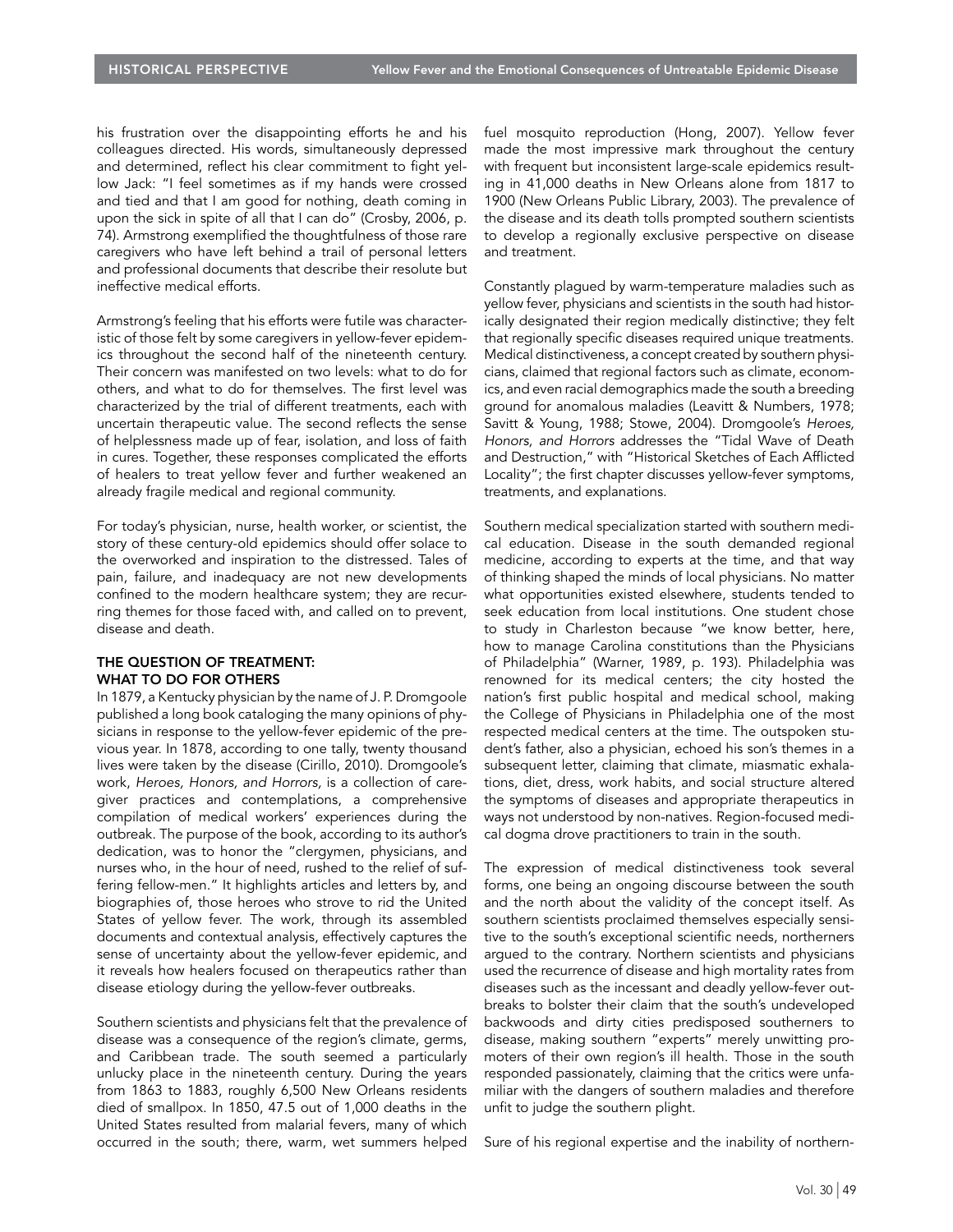his frustration over the disappointing efforts he and his colleagues directed. His words, simultaneously depressed and determined, reflect his clear commitment to fight yellow Jack: "I feel sometimes as if my hands were crossed and tied and that I am good for nothing, death coming in upon the sick in spite of all that I can do" (Crosby, 2006, p. 74). Armstrong exemplified the thoughtfulness of those rare caregivers who have left behind a trail of personal letters and professional documents that describe their resolute but ineffective medical efforts.

Armstrong's feeling that his efforts were futile was characteristic of those felt by some caregivers in yellow-fever epidemics throughout the second half of the nineteenth century. Their concern was manifested on two levels: what to do for others, and what to do for themselves. The first level was characterized by the trial of different treatments, each with uncertain therapeutic value. The second reflects the sense of helplessness made up of fear, isolation, and loss of faith in cures. Together, these responses complicated the efforts of healers to treat yellow fever and further weakened an already fragile medical and regional community.

For today's physician, nurse, health worker, or scientist, the story of these century-old epidemics should offer solace to the overworked and inspiration to the distressed. Tales of pain, failure, and inadequacy are not new developments confined to the modern healthcare system; they are recurring themes for those faced with, and called on to prevent, disease and death.

## THE QUESTION OF TREATMENT: WHAT TO DO FOR OTHERS

In 1879, a Kentucky physician by the name of J. P. Dromgoole published a long book cataloging the many opinions of physicians in response to the yellow-fever epidemic of the previous year. In 1878, according to one tally, twenty thousand lives were taken by the disease (Cirillo, 2010). Dromgoole's work, *Heroes, Honors, and Horrors,* is a collection of caregiver practices and contemplations, a comprehensive compilation of medical workers' experiences during the outbreak. The purpose of the book, according to its author's dedication, was to honor the "clergymen, physicians, and nurses who, in the hour of need, rushed to the relief of suffering fellow-men." It highlights articles and letters by, and biographies of, those heroes who strove to rid the United States of yellow fever. The work, through its assembled documents and contextual analysis, effectively captures the sense of uncertainty about the yellow-fever epidemic, and it reveals how healers focused on therapeutics rather than disease etiology during the yellow-fever outbreaks.

Southern scientists and physicians felt that the prevalence of disease was a consequence of the region's climate, germs, and Caribbean trade. The south seemed a particularly unlucky place in the nineteenth century. During the years from 1863 to 1883, roughly 6,500 New Orleans residents died of smallpox. In 1850, 47.5 out of 1,000 deaths in the United States resulted from malarial fevers, many of which occurred in the south; there, warm, wet summers helped fuel mosquito reproduction (Hong, 2007). Yellow fever made the most impressive mark throughout the century with frequent but inconsistent large-scale epidemics resulting in 41,000 deaths in New Orleans alone from 1817 to 1900 (New Orleans Public Library, 2003). The prevalence of the disease and its death tolls prompted southern scientists to develop a regionally exclusive perspective on disease and treatment.

Constantly plagued by warm-temperature maladies such as yellow fever, physicians and scientists in the south had historically designated their region medically distinctive; they felt that regionally specific diseases required unique treatments. Medical distinctiveness, a concept created by southern physicians, claimed that regional factors such as climate, economics, and even racial demographics made the south a breeding ground for anomalous maladies (Leavitt & Numbers, 1978; Savitt & Young, 1988; Stowe, 2004). Dromgoole's *Heroes, Honors, and Horrors* addresses the "Tidal Wave of Death and Destruction," with "Historical Sketches of Each Afflicted Locality"; the first chapter discusses yellow-fever symptoms, treatments, and explanations.

Southern medical specialization started with southern medical education. Disease in the south demanded regional medicine, according to experts at the time, and that way of thinking shaped the minds of local physicians. No matter what opportunities existed elsewhere, students tended to seek education from local institutions. One student chose to study in Charleston because "we know better, here, how to manage Carolina constitutions than the Physicians of Philadelphia" (Warner, 1989, p. 193). Philadelphia was renowned for its medical centers; the city hosted the nation's first public hospital and medical school, making the College of Physicians in Philadelphia one of the most respected medical centers at the time. The outspoken student's father, also a physician, echoed his son's themes in a subsequent letter, claiming that climate, miasmatic exhalations, diet, dress, work habits, and social structure altered the symptoms of diseases and appropriate therapeutics in ways not understood by non-natives. Region-focused medical dogma drove practitioners to train in the south.

The expression of medical distinctiveness took several forms, one being an ongoing discourse between the south and the north about the validity of the concept itself. As southern scientists proclaimed themselves especially sensitive to the south's exceptional scientific needs, northerners argued to the contrary. Northern scientists and physicians used the recurrence of disease and high mortality rates from diseases such as the incessant and deadly yellow-fever outbreaks to bolster their claim that the south's undeveloped backwoods and dirty cities predisposed southerners to disease, making southern "experts" merely unwitting promoters of their own region's ill health. Those in the south responded passionately, claiming that the critics were unfamiliar with the dangers of southern maladies and therefore unfit to judge the southern plight.

Sure of his regional expertise and the inability of northern-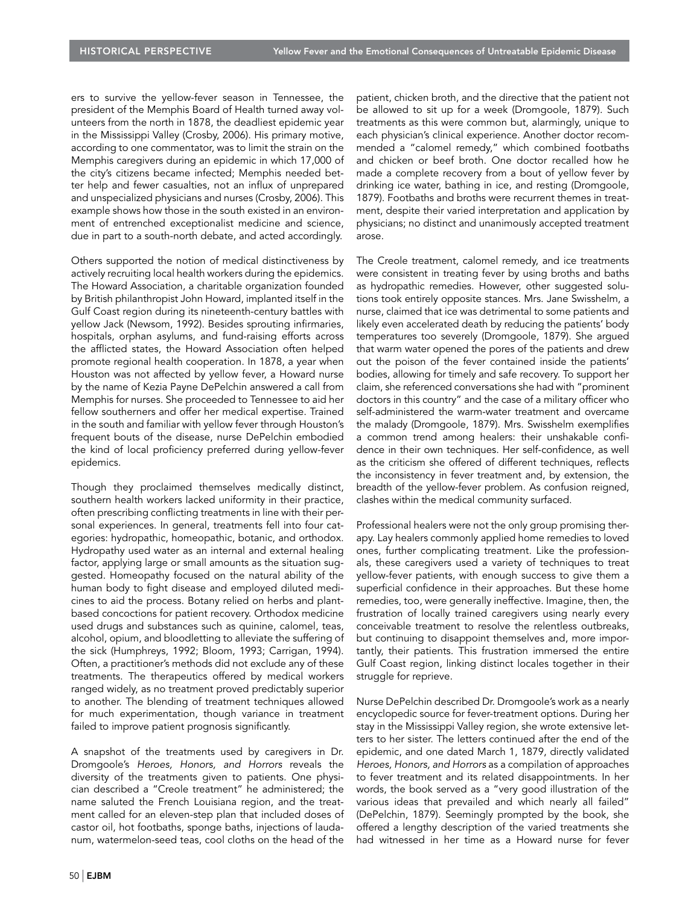ers to survive the yellow-fever season in Tennessee, the president of the Memphis Board of Health turned away volunteers from the north in 1878, the deadliest epidemic year in the Mississippi Valley (Crosby, 2006). His primary motive, according to one commentator, was to limit the strain on the Memphis caregivers during an epidemic in which 17,000 of the city's citizens became infected; Memphis needed better help and fewer casualties, not an influx of unprepared and unspecialized physicians and nurses (Crosby, 2006). This example shows how those in the south existed in an environment of entrenched exceptionalist medicine and science, due in part to a south-north debate, and acted accordingly.

Others supported the notion of medical distinctiveness by actively recruiting local health workers during the epidemics. The Howard Association, a charitable organization founded by British philanthropist John Howard, implanted itself in the Gulf Coast region during its nineteenth-century battles with yellow Jack (Newsom, 1992). Besides sprouting infirmaries, hospitals, orphan asylums, and fund-raising efforts across the afflicted states, the Howard Association often helped promote regional health cooperation. In 1878, a year when Houston was not affected by yellow fever, a Howard nurse by the name of Kezia Payne DePelchin answered a call from Memphis for nurses. She proceeded to Tennessee to aid her fellow southerners and offer her medical expertise. Trained in the south and familiar with yellow fever through Houston's frequent bouts of the disease, nurse DePelchin embodied the kind of local proficiency preferred during yellow-fever epidemics.

Though they proclaimed themselves medically distinct, southern health workers lacked uniformity in their practice, often prescribing conflicting treatments in line with their personal experiences. In general, treatments fell into four categories: hydropathic, homeopathic, botanic, and orthodox. Hydropathy used water as an internal and external healing factor, applying large or small amounts as the situation suggested. Homeopathy focused on the natural ability of the human body to fight disease and employed diluted medicines to aid the process. Botany relied on herbs and plant-based concoctions for patient recovery. Orthodox medicine used drugs and substances such as quinine, calomel, teas, alcohol, opium, and bloodletting to alleviate the suffering of the sick (Humphreys, 1992; Bloom, 1993; Carrigan, 1994). Often, a practitioner's methods did not exclude any of these treatments. The therapeutics offered by medical workers ranged widely, as no treatment proved predictably superior to another. The blending of treatment techniques allowed for much experimentation, though variance in treatment failed to improve patient prognosis significantly.

A snapshot of the treatments used by caregivers in Dr. Dromgoole's *Heroes, Honors, and Horrors* reveals the diversity of the treatments given to patients. One physician described a "Creole treatment" he administered; the name saluted the French Louisiana region, and the treatment called for an eleven-step plan that included doses of castor oil, hot footbaths, sponge baths, injections of laudanum, watermelon-seed teas, cool cloths on the head of the patient, chicken broth, and the directive that the patient not be allowed to sit up for a week (Dromgoole, 1879). Such treatments as this were common but, alarmingly, unique to each physician's clinical experience. Another doctor recommended a "calomel remedy," which combined footbaths and chicken or beef broth. One doctor recalled how he made a complete recovery from a bout of yellow fever by drinking ice water, bathing in ice, and resting (Dromgoole, 1879). Footbaths and broths were recurrent themes in treatment, despite their varied interpretation and application by physicians; no distinct and unanimously accepted treatment arose.

The Creole treatment, calomel remedy, and ice treatments were consistent in treating fever by using broths and baths as hydropathic remedies. However, other suggested solutions took entirely opposite stances. Mrs. Jane Swisshelm, a nurse, claimed that ice was detrimental to some patients and likely even accelerated death by reducing the patients' body temperatures too severely (Dromgoole, 1879). She argued that warm water opened the pores of the patients and drew out the poison of the fever contained inside the patients' bodies, allowing for timely and safe recovery. To support her claim, she referenced conversations she had with "prominent doctors in this country" and the case of a military officer who self-administered the warm-water treatment and overcame the malady (Dromgoole, 1879). Mrs. Swisshelm exemplifies a common trend among healers: their unshakable confidence in their own techniques. Her self-confidence, as well as the criticism she offered of different techniques, reflects the inconsistency in fever treatment and, by extension, the breadth of the yellow-fever problem. As confusion reigned, clashes within the medical community surfaced.

Professional healers were not the only group promising therapy. Lay healers commonly applied home remedies to loved ones, further complicating treatment. Like the professionals, these caregivers used a variety of techniques to treat yellow-fever patients, with enough success to give them a superficial confidence in their approaches. But these home remedies, too, were generally ineffective. Imagine, then, the frustration of locally trained caregivers using nearly every conceivable treatment to resolve the relentless outbreaks, but continuing to disappoint themselves and, more importantly, their patients. This frustration immersed the entire Gulf Coast region, linking distinct locales together in their struggle for reprieve.

Nurse DePelchin described Dr. Dromgoole's work as a nearly encyclopedic source for fever-treatment options. During her stay in the Mississippi Valley region, she wrote extensive letters to her sister. The letters continued after the end of the epidemic, and one dated March 1, 1879, directly validated *Heroes, Honors, and Horrors* as a compilation of approaches to fever treatment and its related disappointments. In her words, the book served as a "very good illustration of the various ideas that prevailed and which nearly all failed" (DePelchin, 1879). Seemingly prompted by the book, she offered a lengthy description of the varied treatments she had witnessed in her time as a Howard nurse for fever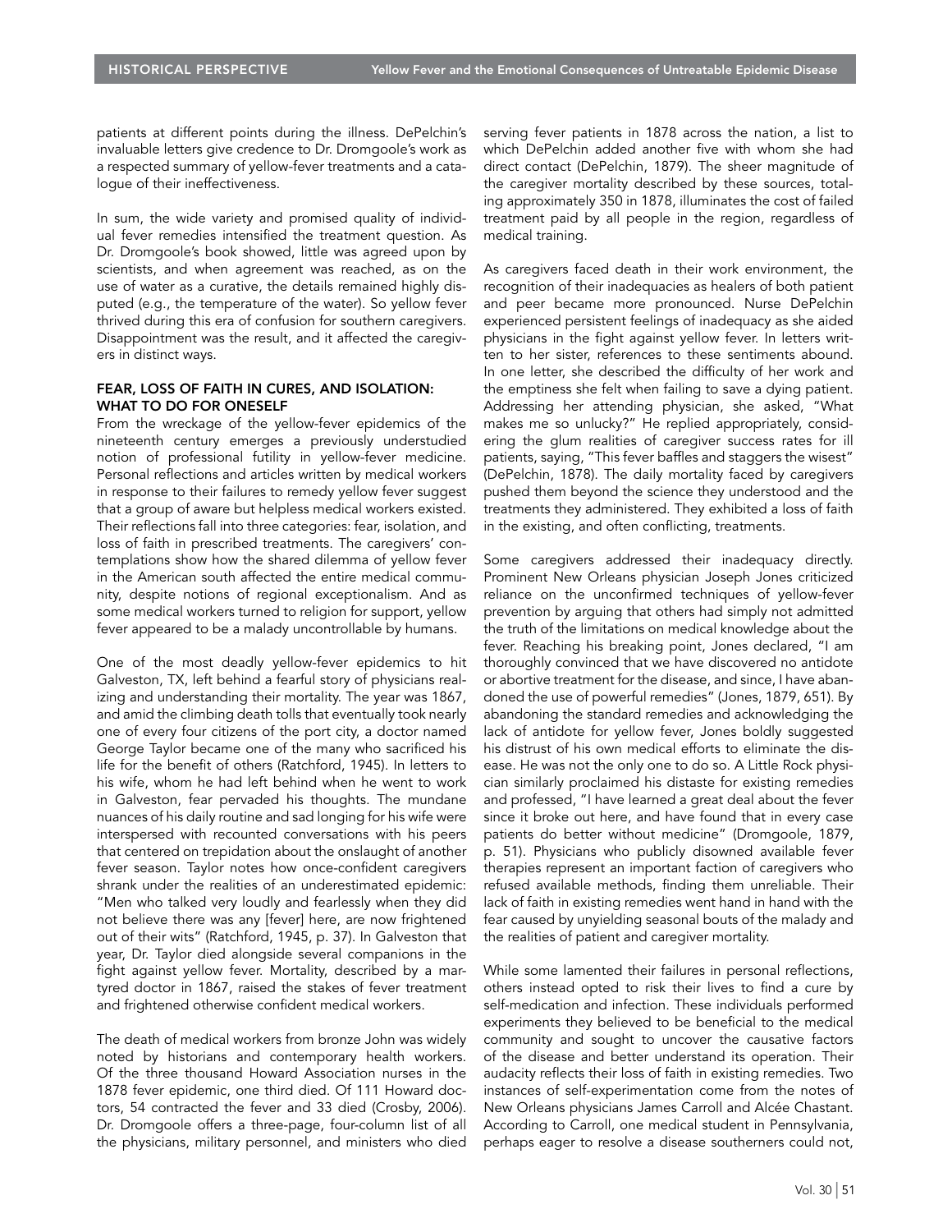patients at different points during the illness. DePelchin's invaluable letters give credence to Dr. Dromgoole's work as a respected summary of yellow-fever treatments and a catalogue of their ineffectiveness.

In sum, the wide variety and promised quality of individual fever remedies intensified the treatment question. As Dr. Dromgoole's book showed, little was agreed upon by scientists, and when agreement was reached, as on the use of water as a curative, the details remained highly disputed (e.g., the temperature of the water). So yellow fever thrived during this era of confusion for southern caregivers. Disappointment was the result, and it affected the caregivers in distinct ways.

## FEAR, LOSS OF FAITH IN CURES, AND ISOLATION: WHAT TO DO FOR ONESELF

From the wreckage of the yellow-fever epidemics of the nineteenth century emerges a previously understudied notion of professional futility in yellow-fever medicine. Personal reflections and articles written by medical workers in response to their failures to remedy yellow fever suggest that a group of aware but helpless medical workers existed. Their reflections fall into three categories: fear, isolation, and loss of faith in prescribed treatments. The caregivers' contemplations show how the shared dilemma of yellow fever in the American south affected the entire medical community, despite notions of regional exceptionalism. And as some medical workers turned to religion for support, yellow fever appeared to be a malady uncontrollable by humans.

One of the most deadly yellow-fever epidemics to hit Galveston, TX, left behind a fearful story of physicians realizing and understanding their mortality. The year was 1867, and amid the climbing death tolls that eventually took nearly one of every four citizens of the port city, a doctor named George Taylor became one of the many who sacrificed his life for the benefit of others (Ratchford, 1945). In letters to his wife, whom he had left behind when he went to work in Galveston, fear pervaded his thoughts. The mundane nuances of his daily routine and sad longing for his wife were interspersed with recounted conversations with his peers that centered on trepidation about the onslaught of another fever season. Taylor notes how once-confident caregivers shrank under the realities of an underestimated epidemic: "Men who talked very loudly and fearlessly when they did not believe there was any [fever] here, are now frightened out of their wits" (Ratchford, 1945, p. 37). In Galveston that year, Dr. Taylor died alongside several companions in the fight against yellow fever. Mortality, described by a martyred doctor in 1867, raised the stakes of fever treatment and frightened otherwise confident medical workers.

The death of medical workers from bronze John was widely noted by historians and contemporary health workers. Of the three thousand Howard Association nurses in the 1878 fever epidemic, one third died. Of 111 Howard doctors, 54 contracted the fever and 33 died (Crosby, 2006). Dr. Dromgoole offers a three-page, four-column list of all the physicians, military personnel, and ministers who died serving fever patients in 1878 across the nation, a list to which DePelchin added another five with whom she had direct contact (DePelchin, 1879). The sheer magnitude of the caregiver mortality described by these sources, totaling approximately 350 in 1878, illuminates the cost of failed treatment paid by all people in the region, regardless of medical training.

As caregivers faced death in their work environment, the recognition of their inadequacies as healers of both patient and peer became more pronounced. Nurse DePelchin experienced persistent feelings of inadequacy as she aided physicians in the fight against yellow fever. In letters written to her sister, references to these sentiments abound. In one letter, she described the difficulty of her work and the emptiness she felt when failing to save a dying patient. Addressing her attending physician, she asked, "What makes me so unlucky?" He replied appropriately, considering the glum realities of caregiver success rates for ill patients, saying, "This fever baffles and staggers the wisest" (DePelchin, 1878). The daily mortality faced by caregivers pushed them beyond the science they understood and the treatments they administered. They exhibited a loss of faith in the existing, and often conflicting, treatments.

Some caregivers addressed their inadequacy directly. Prominent New Orleans physician Joseph Jones criticized reliance on the unconfirmed techniques of yellow-fever prevention by arguing that others had simply not admitted the truth of the limitations on medical knowledge about the fever. Reaching his breaking point, Jones declared, "I am thoroughly convinced that we have discovered no antidote or abortive treatment for the disease, and since, I have abandoned the use of powerful remedies" (Jones, 1879, 651). By abandoning the standard remedies and acknowledging the lack of antidote for yellow fever, Jones boldly suggested his distrust of his own medical efforts to eliminate the disease. He was not the only one to do so. A Little Rock physician similarly proclaimed his distaste for existing remedies and professed, "I have learned a great deal about the fever since it broke out here, and have found that in every case patients do better without medicine" (Dromgoole, 1879, p. 51). Physicians who publicly disowned available fever therapies represent an important faction of caregivers who refused available methods, finding them unreliable. Their lack of faith in existing remedies went hand in hand with the fear caused by unyielding seasonal bouts of the malady and the realities of patient and caregiver mortality.

While some lamented their failures in personal reflections, others instead opted to risk their lives to find a cure by self-medication and infection. These individuals performed experiments they believed to be beneficial to the medical community and sought to uncover the causative factors of the disease and better understand its operation. Their audacity reflects their loss of faith in existing remedies. Two instances of self-experimentation come from the notes of New Orleans physicians James Carroll and Alcée Chastant. According to Carroll, one medical student in Pennsylvania, perhaps eager to resolve a disease southerners could not,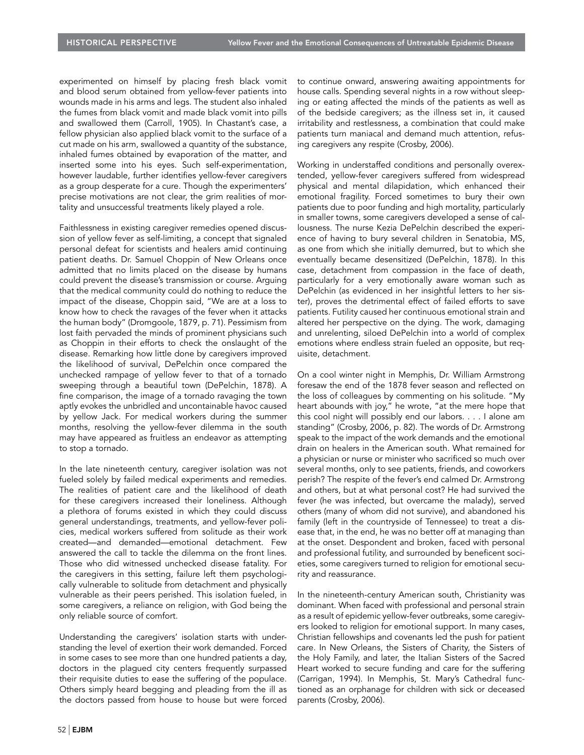experimented on himself by placing fresh black vomit and blood serum obtained from yellow-fever patients into wounds made in his arms and legs. The student also inhaled the fumes from black vomit and made black vomit into pills and swallowed them (Carroll, 1905). In Chastant's case, a fellow physician also applied black vomit to the surface of a cut made on his arm, swallowed a quantity of the substance, inhaled fumes obtained by evaporation of the matter, and inserted some into his eyes. Such self-experimentation, however laudable, further identifies yellow-fever caregivers as a group desperate for a cure. Though the experimenters' precise motivations are not clear, the grim realities of mortality and unsuccessful treatments likely played a role.

Faithlessness in existing caregiver remedies opened discussion of yellow fever as self-limiting, a concept that signaled personal defeat for scientists and healers amid continuing patient deaths. Dr. Samuel Choppin of New Orleans once admitted that no limits placed on the disease by humans could prevent the disease's transmission or course. Arguing that the medical community could do nothing to reduce the impact of the disease, Choppin said, "We are at a loss to know how to check the ravages of the fever when it attacks the human body" (Dromgoole, 1879, p. 71). Pessimism from lost faith pervaded the minds of prominent physicians such as Choppin in their efforts to check the onslaught of the disease. Remarking how little done by caregivers improved the likelihood of survival, DePelchin once compared the unchecked rampage of yellow fever to that of a tornado sweeping through a beautiful town (DePelchin, 1878). A fine comparison, the image of a tornado ravaging the town aptly evokes the unbridled and uncontainable havoc caused by yellow Jack. For medical workers during the summer months, resolving the yellow-fever dilemma in the south may have appeared as fruitless an endeavor as attempting to stop a tornado.

In the late nineteenth century, caregiver isolation was not fueled solely by failed medical experiments and remedies. The realities of patient care and the likelihood of death for these caregivers increased their loneliness. Although a plethora of forums existed in which they could discuss general understandings, treatments, and yellow-fever policies, medical workers suffered from solitude as their work created—and demanded—emotional detachment. Few answered the call to tackle the dilemma on the front lines. Those who did witnessed unchecked disease fatality. For the caregivers in this setting, failure left them psychologically vulnerable to solitude from detachment and physically vulnerable as their peers perished. This isolation fueled, in some caregivers, a reliance on religion, with God being the only reliable source of comfort.

Understanding the caregivers' isolation starts with understanding the level of exertion their work demanded. Forced in some cases to see more than one hundred patients a day, doctors in the plagued city centers frequently surpassed their requisite duties to ease the suffering of the populace. Others simply heard begging and pleading from the ill as the doctors passed from house to house but were forced to continue onward, answering awaiting appointments for house calls. Spending several nights in a row without sleeping or eating affected the minds of the patients as well as of the bedside caregivers; as the illness set in, it caused irritability and restlessness, a combination that could make patients turn maniacal and demand much attention, refusing caregivers any respite (Crosby, 2006).

Working in understaffed conditions and personally overextended, yellow-fever caregivers suffered from widespread physical and mental dilapidation, which enhanced their emotional fragility. Forced sometimes to bury their own patients due to poor funding and high mortality, particularly in smaller towns, some caregivers developed a sense of callousness. The nurse Kezia DePelchin described the experience of having to bury several children in Senatobia, MS, as one from which she initially demurred, but to which she eventually became desensitized (DePelchin, 1878). In this case, detachment from compassion in the face of death, particularly for a very emotionally aware woman such as DePelchin (as evidenced in her insightful letters to her sister), proves the detrimental effect of failed efforts to save patients. Futility caused her continuous emotional strain and altered her perspective on the dying. The work, damaging and unrelenting, siloed DePelchin into a world of complex emotions where endless strain fueled an opposite, but requisite, detachment.

On a cool winter night in Memphis, Dr. William Armstrong foresaw the end of the 1878 fever season and reflected on the loss of colleagues by commenting on his solitude. "My heart abounds with joy," he wrote, "at the mere hope that this cool night will possibly end our labors. . . . I alone am standing" (Crosby, 2006, p. 82). The words of Dr. Armstrong speak to the impact of the work demands and the emotional drain on healers in the American south. What remained for a physician or nurse or minister who sacrificed so much over several months, only to see patients, friends, and coworkers perish? The respite of the fever's end calmed Dr. Armstrong and others, but at what personal cost? He had survived the fever (he was infected, but overcame the malady), served others (many of whom did not survive), and abandoned his family (left in the countryside of Tennessee) to treat a disease that, in the end, he was no better off at managing than at the onset. Despondent and broken, faced with personal and professional futility, and surrounded by beneficent societies, some caregivers turned to religion for emotional security and reassurance.

In the nineteenth-century American south, Christianity was dominant. When faced with professional and personal strain as a result of epidemic yellow-fever outbreaks, some caregivers looked to religion for emotional support. In many cases, Christian fellowships and covenants led the push for patient care. In New Orleans, the Sisters of Charity, the Sisters of the Holy Family, and later, the Italian Sisters of the Sacred Heart worked to secure funding and care for the suffering (Carrigan, 1994). In Memphis, St. Mary's Cathedral functioned as an orphanage for children with sick or deceased parents (Crosby, 2006).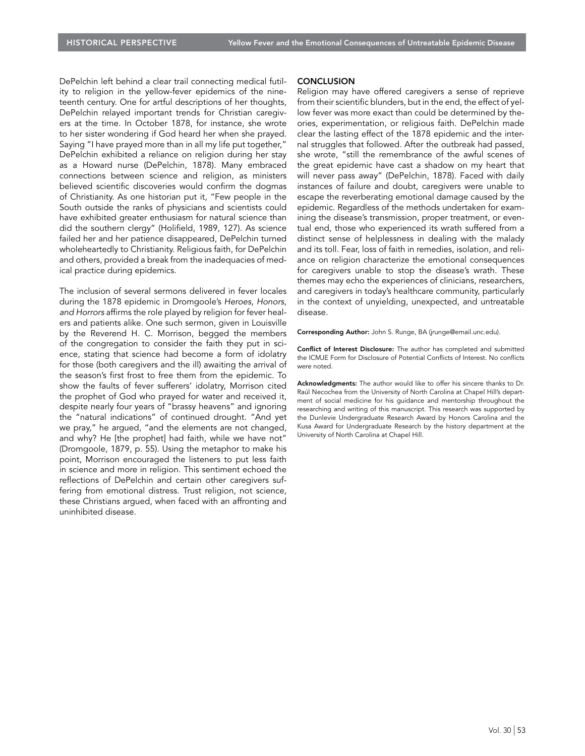DePelchin left behind a clear trail connecting medical futility to religion in the yellow-fever epidemics of the nineteenth century. One for artful descriptions of her thoughts, DePelchin relayed important trends for Christian caregivers at the time. In October 1878, for instance, she wrote to her sister wondering if God heard her when she prayed. Saying "I have prayed more than in all my life put together," DePelchin exhibited a reliance on religion during her stay as a Howard nurse (DePelchin, 1878). Many embraced connections between science and religion, as ministers believed scientific discoveries would confirm the dogmas of Christianity. As one historian put it, "Few people in the South outside the ranks of physicians and scientists could have exhibited greater enthusiasm for natural science than did the southern clergy" (Holifield, 1989, 127). As science failed her and her patience disappeared, DePelchin turned wholeheartedly to Christianity. Religious faith, for DePelchin and others, provided a break from the inadequacies of medical practice during epidemics.

The inclusion of several sermons delivered in fever locales during the 1878 epidemic in Dromgoole's *Heroes, Honors, and Horrors* affirms the role played by religion for fever healers and patients alike. One such sermon, given in Louisville by the Reverend H. C. Morrison, begged the members of the congregation to consider the faith they put in science, stating that science had become a form of idolatry for those (both caregivers and the ill) awaiting the arrival of the season's first frost to free them from the epidemic. To show the faults of fever sufferers' idolatry, Morrison cited the prophet of God who prayed for water and received it, despite nearly four years of "brassy heavens" and ignoring the "natural indications" of continued drought. "And yet we pray," he argued, "and the elements are not changed, and why? He [the prophet] had faith, while we have not" (Dromgoole, 1879, p. 55). Using the metaphor to make his point, Morrison encouraged the listeners to put less faith in science and more in religion. This sentiment echoed the reflections of DePelchin and certain other caregivers suffering from emotional distress. Trust religion, not science, these Christians argued, when faced with an affronting and uninhibited disease.

## CONCLUSION

Religion may have offered caregivers a sense of reprieve from their scientific blunders, but in the end, the effect of yellow fever was more exact than could be determined by theories, experimentation, or religious faith. DePelchin made clear the lasting effect of the 1878 epidemic and the internal struggles that followed. After the outbreak had passed, she wrote, "still the remembrance of the awful scenes of the great epidemic have cast a shadow on my heart that will never pass away" (DePelchin, 1878). Faced with daily instances of failure and doubt, caregivers were unable to escape the reverberating emotional damage caused by the epidemic. Regardless of the methods undertaken for examining the disease's transmission, proper treatment, or eventual end, those who experienced its wrath suffered from a distinct sense of helplessness in dealing with the malady and its toll. Fear, loss of faith in remedies, isolation, and reliance on religion characterize the emotional consequences for caregivers unable to stop the disease's wrath. These themes may echo the experiences of clinicians, researchers, and caregivers in today's healthcare community, particularly in the context of unyielding, unexpected, and untreatable disease.

**Corresponding Author:** John S. Runge, BA (jrunge@email.unc.edu).

**Conflict of Interest Disclosure:** The author has completed and submitted the ICMJE Form for Disclosure of Potential Conflicts of Interest. No conflicts were noted.

**Acknowledgments:** The author would like to offer his sincere thanks to Dr. Raúl Necochea from the University of North Carolina at Chapel Hill's department of social medicine for his guidance and mentorship throughout the researching and writing of this manuscript. This research was supported by the Dunlevie Undergraduate Research Award by Honors Carolina and the Kusa Award for Undergraduate Research by the history department at the University of North Carolina at Chapel Hill.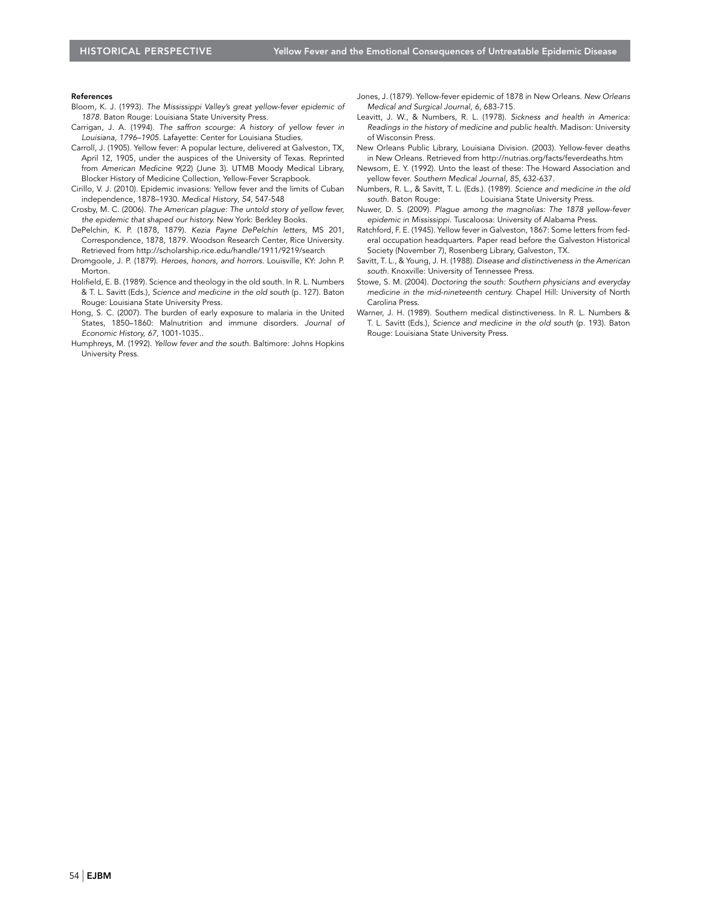**References**

Bloom, K. J. (1993). *The Mississippi Valley's great yellow-fever epidemic of 1878*. Baton Rouge: Louisiana State University Press.

Carrigan, J. A. (1994). *The saffron scourge: A history of yellow fever in Louisiana, 1796–1905*. Lafayette: Center for Louisiana Studies.

Carroll, J. (1905). Yellow fever: A popular lecture, delivered at Galveston, TX, April 12, 1905, under the auspices of the University of Texas. Reprinted from *American Medicine 9*(22) (June 3). UTMB Moody Medical Library, Blocker History of Medicine Collection, Yellow-Fever Scrapbook.

Cirillo, V. J. (2010). Epidemic invasions: Yellow fever and the limits of Cuban independence, 1878–1930. *Medical History, 54*, 547-548

Crosby, M. C. (2006). *The American plague: The untold story of yellow fever, the epidemic that shaped our history.* New York: Berkley Books.

DePelchin, K. P. (1878, 1879). *Kezia Payne DePelchin letters*, MS 201, Correspondence, 1878, 1879. Woodson Research Center, Rice University. Retrieved from http://scholarship.rice.edu/handle/1911/9219/search

Dromgoole, J. P. (1879). *Heroes, honors, and horrors.* Louisville, KY: John P. Morton.

Holifield, E. B. (1989). Science and theology in the old south. In R. L. Numbers & T. L. Savitt (Eds.), *Science and medicine in the old south* (p. 127). Baton Rouge: Louisiana State University Press.

Hong, S. C. (2007). The burden of early exposure to malaria in the United States, 1850–1860: Malnutrition and immune disorders. *Journal of Economic History, 67*, 1001-1035..

Humphreys, M. (1992). *Yellow fever and the south.* Baltimore: Johns Hopkins University Press.

Jones, J. (1879). Yellow-fever epidemic of 1878 in New Orleans. *New Orleans Medical and Surgical Journal, 6*, 683-715.

Leavitt, J. W., & Numbers, R. L. (1978). *Sickness and health in America: Readings in the history of medicine and public health.* Madison: University of Wisconsin Press.

New Orleans Public Library, Louisiana Division. (2003). Yellow-fever deaths in New Orleans. Retrieved from http://nutrias.org/facts/feverdeaths.htm

Newsom, E. Y. (1992). Unto the least of these: The Howard Association and yellow fever. *Southern Medical Journal, 85*, 632-637.

Numbers, R. L., & Savitt, T. L. (Eds.). (1989). *Science and medicine in the old south*. Baton Rouge: Louisiana State University Press.

Nuwer, D. S. (2009). *Plague among the magnolias: The 1878 yellow-fever epidemic in Mississippi*. Tuscaloosa: University of Alabama Press.

Ratchford, F. E. (1945). Yellow fever in Galveston, 1867: Some letters from federal occupation headquarters. Paper read before the Galveston Historical Society (November 7), Rosenberg Library, Galveston, TX.

Savitt, T. L., & Young, J. H. (1988). *Disease and distinctiveness in the American south*. Knoxville: University of Tennessee Press.

Stowe, S. M. (2004). *Doctoring the south: Southern physicians and everyday medicine in the mid-nineteenth century.* Chapel Hill: University of North Carolina Press.

Warner, J. H. (1989). Southern medical distinctiveness. In R. L. Numbers & T. L. Savitt (Eds.), *Science and medicine in the old south* (p. 193). Baton Rouge: Louisiana State University Press.